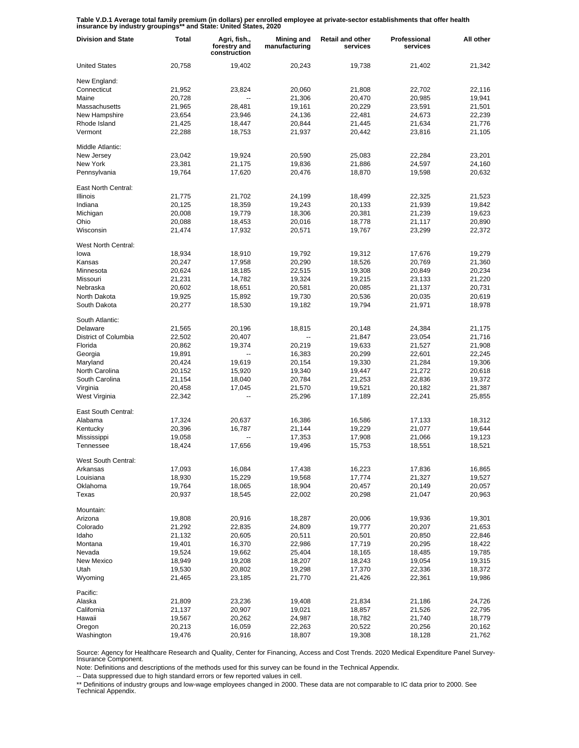**Table V.D.1 Average total family premium (in dollars) per enrolled employee at private-sector establishments that offer health insurance by industry groupings** and State: United States, 2020**

| Division and State | Total | Agri, fish., forestry and construction | Mining and manufacturing | Retail and other services | Professional services | All other |
|---|---|---|---|---|---|---|
| United States | 20,758 | 19,402 | 20,243 | 19,738 | 21,402 | 21,342 |
| New England: | | | | | | |
| Connecticut | 21,952 | 23,824 | 20,060 | 21,808 | 22,702 | 22,116 |
| Maine | 20,728 | -- | 21,306 | 20,470 | 20,985 | 19,941 |
| Massachusetts | 21,965 | 28,481 | 19,161 | 20,229 | 23,591 | 21,501 |
| New Hampshire | 23,654 | 23,946 | 24,136 | 22,481 | 24,673 | 22,239 |
| Rhode Island | 21,425 | 18,447 | 20,844 | 21,445 | 21,634 | 21,776 |
| Vermont | 22,288 | 18,753 | 21,937 | 20,442 | 23,816 | 21,105 |
| Middle Atlantic: | | | | | | |
| New Jersey | 23,042 | 19,924 | 20,590 | 25,083 | 22,284 | 23,201 |
| New York | 23,381 | 21,175 | 19,836 | 21,886 | 24,597 | 24,160 |
| Pennsylvania | 19,764 | 17,620 | 20,476 | 18,870 | 19,598 | 20,632 |
| East North Central: | | | | | | |
| Illinois | 21,775 | 21,702 | 24,199 | 18,499 | 22,325 | 21,523 |
| Indiana | 20,125 | 18,359 | 19,243 | 20,133 | 21,939 | 19,842 |
| Michigan | 20,008 | 19,779 | 18,306 | 20,381 | 21,239 | 19,623 |
| Ohio | 20,088 | 18,453 | 20,016 | 18,778 | 21,117 | 20,890 |
| Wisconsin | 21,474 | 17,932 | 20,571 | 19,767 | 23,299 | 22,372 |
| West North Central: | | | | | | |
| Iowa | 18,934 | 18,910 | 19,792 | 19,312 | 17,676 | 19,279 |
| Kansas | 20,247 | 17,958 | 20,290 | 18,526 | 20,769 | 21,360 |
| Minnesota | 20,624 | 18,185 | 22,515 | 19,308 | 20,849 | 20,234 |
| Missouri | 21,231 | 14,782 | 19,324 | 19,215 | 23,133 | 21,220 |
| Nebraska | 20,602 | 18,651 | 20,581 | 20,085 | 21,137 | 20,731 |
| North Dakota | 19,925 | 15,892 | 19,730 | 20,536 | 20,035 | 20,619 |
| South Dakota | 20,277 | 18,530 | 19,182 | 19,794 | 21,971 | 18,978 |
| South Atlantic: | | | | | | |
| Delaware | 21,565 | 20,196 | 18,815 | 20,148 | 24,384 | 21,175 |
| District of Columbia | 22,502 | 20,407 | -- | 21,847 | 23,054 | 21,716 |
| Florida | 20,862 | 19,374 | 20,219 | 19,633 | 21,527 | 21,908 |
| Georgia | 19,891 | -- | 16,383 | 20,299 | 22,601 | 22,245 |
| Maryland | 20,424 | 19,619 | 20,154 | 19,330 | 21,284 | 19,306 |
| North Carolina | 20,152 | 15,920 | 19,340 | 19,447 | 21,272 | 20,618 |
| South Carolina | 21,154 | 18,040 | 20,784 | 21,253 | 22,836 | 19,372 |
| Virginia | 20,458 | 17,045 | 21,570 | 19,521 | 20,182 | 21,387 |
| West Virginia | 22,342 | -- | 25,296 | 17,189 | 22,241 | 25,855 |
| East South Central: | | | | | | |
| Alabama | 17,324 | 20,637 | 16,386 | 16,586 | 17,133 | 18,312 |
| Kentucky | 20,396 | 16,787 | 21,144 | 19,229 | 21,077 | 19,644 |
| Mississippi | 19,058 | -- | 17,353 | 17,908 | 21,066 | 19,123 |
| Tennessee | 18,424 | 17,656 | 19,496 | 15,753 | 18,551 | 18,521 |
| West South Central: | | | | | | |
| Arkansas | 17,093 | 16,084 | 17,438 | 16,223 | 17,836 | 16,865 |
| Louisiana | 18,930 | 15,229 | 19,568 | 17,774 | 21,327 | 19,527 |
| Oklahoma | 19,764 | 18,065 | 18,904 | 20,457 | 20,149 | 20,057 |
| Texas | 20,937 | 18,545 | 22,002 | 20,298 | 21,047 | 20,963 |
| Mountain: | | | | | | |
| Arizona | 19,808 | 20,916 | 18,287 | 20,006 | 19,936 | 19,301 |
| Colorado | 21,292 | 22,835 | 24,809 | 19,777 | 20,207 | 21,653 |
| Idaho | 21,132 | 20,605 | 20,511 | 20,501 | 20,850 | 22,846 |
| Montana | 19,401 | 16,370 | 22,986 | 17,719 | 20,295 | 18,422 |
| Nevada | 19,524 | 19,662 | 25,404 | 18,165 | 18,485 | 19,785 |
| New Mexico | 18,949 | 19,208 | 18,207 | 18,243 | 19,054 | 19,315 |
| Utah | 19,530 | 20,802 | 19,298 | 17,370 | 22,336 | 18,372 |
| Wyoming | 21,465 | 23,185 | 21,770 | 21,426 | 22,361 | 19,986 |
| Pacific: | | | | | | |
| Alaska | 21,809 | 23,236 | 19,408 | 21,834 | 21,186 | 24,726 |
| California | 21,137 | 20,907 | 19,021 | 18,857 | 21,526 | 22,795 |
| Hawaii | 19,567 | 20,262 | 24,987 | 18,782 | 21,740 | 18,779 |
| Oregon | 20,213 | 16,059 | 22,263 | 20,522 | 20,256 | 20,162 |
| Washington | 19,476 | 20,916 | 18,807 | 19,308 | 18,128 | 21,762 |

Source: Agency for Healthcare Research and Quality, Center for Financing, Access and Cost Trends. 2020 Medical Expenditure Panel Survey-Insurance Component.

Note: Definitions and descriptions of the methods used for this survey can be found in the Technical Appendix.

-- Data suppressed due to high standard errors or few reported values in cell.

** Definitions of industry groups and low-wage employees changed in 2000. These data are not comparable to IC data prior to 2000. See Technical Appendix.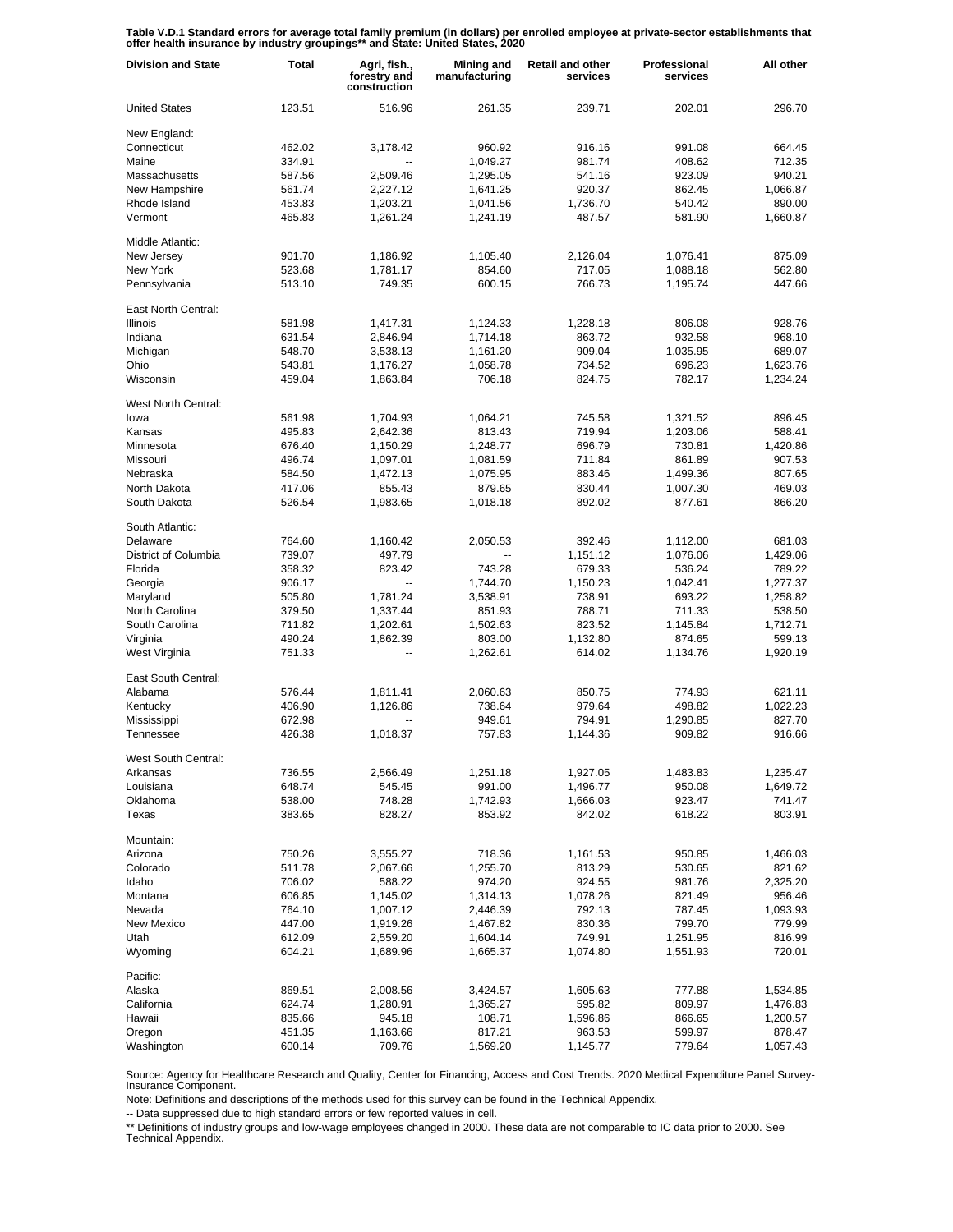**Table V.D.1 Standard errors for average total family premium (in dollars) per enrolled employee at private-sector establishments that offer health insurance by industry groupings** and State: United States, 2020**

| Division and State | Total | Agri, fish., forestry and construction | Mining and manufacturing | Retail and other services | Professional services | All other |
|---|---|---|---|---|---|---|
| United States | 123.51 | 516.96 | 261.35 | 239.71 | 202.01 | 296.70 |
| New England: | | | | | | |
| Connecticut | 462.02 | 3,178.42 | 960.92 | 916.16 | 991.08 | 664.45 |
| Maine | 334.91 | -- | 1,049.27 | 981.74 | 408.62 | 712.35 |
| Massachusetts | 587.56 | 2,509.46 | 1,295.05 | 541.16 | 923.09 | 940.21 |
| New Hampshire | 561.74 | 2,227.12 | 1,641.25 | 920.37 | 862.45 | 1,066.87 |
| Rhode Island | 453.83 | 1,203.21 | 1,041.56 | 1,736.70 | 540.42 | 890.00 |
| Vermont | 465.83 | 1,261.24 | 1,241.19 | 487.57 | 581.90 | 1,660.87 |
| Middle Atlantic: | | | | | | |
| New Jersey | 901.70 | 1,186.92 | 1,105.40 | 2,126.04 | 1,076.41 | 875.09 |
| New York | 523.68 | 1,781.17 | 854.60 | 717.05 | 1,088.18 | 562.80 |
| Pennsylvania | 513.10 | 749.35 | 600.15 | 766.73 | 1,195.74 | 447.66 |
| East North Central: | | | | | | |
| Illinois | 581.98 | 1,417.31 | 1,124.33 | 1,228.18 | 806.08 | 928.76 |
| Indiana | 631.54 | 2,846.94 | 1,714.18 | 863.72 | 932.58 | 968.10 |
| Michigan | 548.70 | 3,538.13 | 1,161.20 | 909.04 | 1,035.95 | 689.07 |
| Ohio | 543.81 | 1,176.27 | 1,058.78 | 734.52 | 696.23 | 1,623.76 |
| Wisconsin | 459.04 | 1,863.84 | 706.18 | 824.75 | 782.17 | 1,234.24 |
| West North Central: | | | | | | |
| Iowa | 561.98 | 1,704.93 | 1,064.21 | 745.58 | 1,321.52 | 896.45 |
| Kansas | 495.83 | 2,642.36 | 813.43 | 719.94 | 1,203.06 | 588.41 |
| Minnesota | 676.40 | 1,150.29 | 1,248.77 | 696.79 | 730.81 | 1,420.86 |
| Missouri | 496.74 | 1,097.01 | 1,081.59 | 711.84 | 861.89 | 907.53 |
| Nebraska | 584.50 | 1,472.13 | 1,075.95 | 883.46 | 1,499.36 | 807.65 |
| North Dakota | 417.06 | 855.43 | 879.65 | 830.44 | 1,007.30 | 469.03 |
| South Dakota | 526.54 | 1,983.65 | 1,018.18 | 892.02 | 877.61 | 866.20 |
| South Atlantic: | | | | | | |
| Delaware | 764.60 | 1,160.42 | 2,050.53 | 392.46 | 1,112.00 | 681.03 |
| District of Columbia | 739.07 | 497.79 | -- | 1,151.12 | 1,076.06 | 1,429.06 |
| Florida | 358.32 | 823.42 | 743.28 | 679.33 | 536.24 | 789.22 |
| Georgia | 906.17 | -- | 1,744.70 | 1,150.23 | 1,042.41 | 1,277.37 |
| Maryland | 505.80 | 1,781.24 | 3,538.91 | 738.91 | 693.22 | 1,258.82 |
| North Carolina | 379.50 | 1,337.44 | 851.93 | 788.71 | 711.33 | 538.50 |
| South Carolina | 711.82 | 1,202.61 | 1,502.63 | 823.52 | 1,145.84 | 1,712.71 |
| Virginia | 490.24 | 1,862.39 | 803.00 | 1,132.80 | 874.65 | 599.13 |
| West Virginia | 751.33 | -- | 1,262.61 | 614.02 | 1,134.76 | 1,920.19 |
| East South Central: | | | | | | |
| Alabama | 576.44 | 1,811.41 | 2,060.63 | 850.75 | 774.93 | 621.11 |
| Kentucky | 406.90 | 1,126.86 | 738.64 | 979.64 | 498.82 | 1,022.23 |
| Mississippi | 672.98 | -- | 949.61 | 794.91 | 1,290.85 | 827.70 |
| Tennessee | 426.38 | 1,018.37 | 757.83 | 1,144.36 | 909.82 | 916.66 |
| West South Central: | | | | | | |
| Arkansas | 736.55 | 2,566.49 | 1,251.18 | 1,927.05 | 1,483.83 | 1,235.47 |
| Louisiana | 648.74 | 545.45 | 991.00 | 1,496.77 | 950.08 | 1,649.72 |
| Oklahoma | 538.00 | 748.28 | 1,742.93 | 1,666.03 | 923.47 | 741.47 |
| Texas | 383.65 | 828.27 | 853.92 | 842.02 | 618.22 | 803.91 |
| Mountain: | | | | | | |
| Arizona | 750.26 | 3,555.27 | 718.36 | 1,161.53 | 950.85 | 1,466.03 |
| Colorado | 511.78 | 2,067.66 | 1,255.70 | 813.29 | 530.65 | 821.62 |
| Idaho | 706.02 | 588.22 | 974.20 | 924.55 | 981.76 | 2,325.20 |
| Montana | 606.85 | 1,145.02 | 1,314.13 | 1,078.26 | 821.49 | 956.46 |
| Nevada | 764.10 | 1,007.12 | 2,446.39 | 792.13 | 787.45 | 1,093.93 |
| New Mexico | 447.00 | 1,919.26 | 1,467.82 | 830.36 | 799.70 | 779.99 |
| Utah | 612.09 | 2,559.20 | 1,604.14 | 749.91 | 1,251.95 | 816.99 |
| Wyoming | 604.21 | 1,689.96 | 1,665.37 | 1,074.80 | 1,551.93 | 720.01 |
| Pacific: | | | | | | |
| Alaska | 869.51 | 2,008.56 | 3,424.57 | 1,605.63 | 777.88 | 1,534.85 |
| California | 624.74 | 1,280.91 | 1,365.27 | 595.82 | 809.97 | 1,476.83 |
| Hawaii | 835.66 | 945.18 | 108.71 | 1,596.86 | 866.65 | 1,200.57 |
| Oregon | 451.35 | 1,163.66 | 817.21 | 963.53 | 599.97 | 878.47 |
| Washington | 600.14 | 709.76 | 1,569.20 | 1,145.77 | 779.64 | 1,057.43 |

Source: Agency for Healthcare Research and Quality, Center for Financing, Access and Cost Trends. 2020 Medical Expenditure Panel Survey-Insurance Component.

Note: Definitions and descriptions of the methods used for this survey can be found in the Technical Appendix.

-- Data suppressed due to high standard errors or few reported values in cell.

** Definitions of industry groups and low-wage employees changed in 2000. These data are not comparable to IC data prior to 2000. See Technical Appendix.